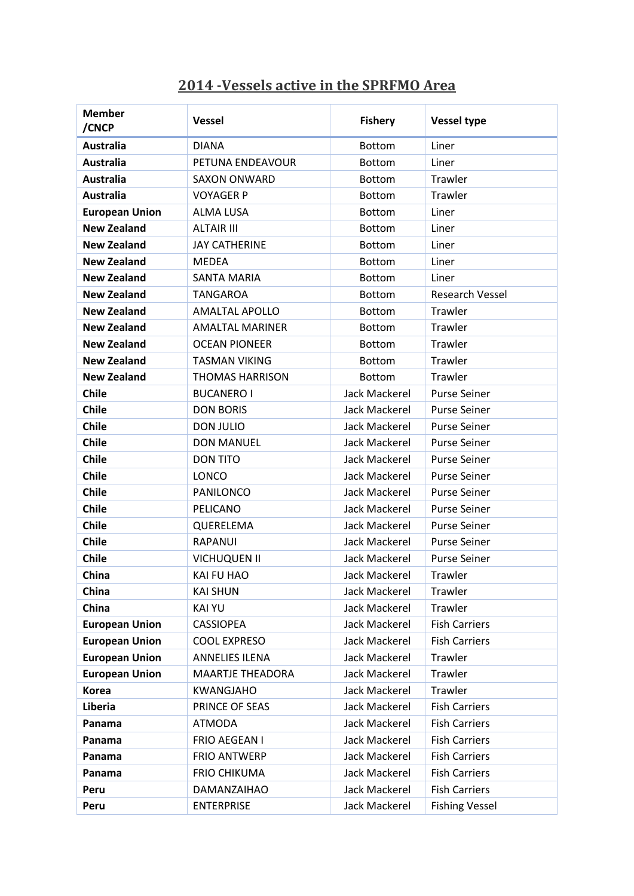# 2014 -Vessels active in the SPRFMO Area

| Member /CNCP | Vessel | Fishery | Vessel type |
|---|---|---|---|
| **Australia** | DIANA | Bottom | Liner |
| **Australia** | PETUNA ENDEAVOUR | Bottom | Liner |
| **Australia** | SAXON ONWARD | Bottom | Trawler |
| **Australia** | VOYAGER P | Bottom | Trawler |
| **European Union** | ALMA LUSA | Bottom | Liner |
| **New Zealand** | ALTAIR III | Bottom | Liner |
| **New Zealand** | JAY CATHERINE | Bottom | Liner |
| **New Zealand** | MEDEA | Bottom | Liner |
| **New Zealand** | SANTA MARIA | Bottom | Liner |
| **New Zealand** | TANGAROA | Bottom | Research Vessel |
| **New Zealand** | AMALTAL APOLLO | Bottom | Trawler |
| **New Zealand** | AMALTAL MARINER | Bottom | Trawler |
| **New Zealand** | OCEAN PIONEER | Bottom | Trawler |
| **New Zealand** | TASMAN VIKING | Bottom | Trawler |
| **New Zealand** | THOMAS HARRISON | Bottom | Trawler |
| **Chile** | BUCANERO I | Jack Mackerel | Purse Seiner |
| **Chile** | DON BORIS | Jack Mackerel | Purse Seiner |
| **Chile** | DON JULIO | Jack Mackerel | Purse Seiner |
| **Chile** | DON MANUEL | Jack Mackerel | Purse Seiner |
| **Chile** | DON TITO | Jack Mackerel | Purse Seiner |
| **Chile** | LONCO | Jack Mackerel | Purse Seiner |
| **Chile** | PANILONCO | Jack Mackerel | Purse Seiner |
| **Chile** | PELICANO | Jack Mackerel | Purse Seiner |
| **Chile** | QUERELEMA | Jack Mackerel | Purse Seiner |
| **Chile** | RAPANUI | Jack Mackerel | Purse Seiner |
| **Chile** | VICHUQUEN II | Jack Mackerel | Purse Seiner |
| **China** | KAI FU HAO | Jack Mackerel | Trawler |
| **China** | KAI SHUN | Jack Mackerel | Trawler |
| **China** | KAI YU | Jack Mackerel | Trawler |
| **European Union** | CASSIOPEA | Jack Mackerel | Fish Carriers |
| **European Union** | COOL EXPRESO | Jack Mackerel | Fish Carriers |
| **European Union** | ANNELIES ILENA | Jack Mackerel | Trawler |
| **European Union** | MAARTJE THEADORA | Jack Mackerel | Trawler |
| **Korea** | KWANGJAHO | Jack Mackerel | Trawler |
| **Liberia** | PRINCE OF SEAS | Jack Mackerel | Fish Carriers |
| **Panama** | ATMODA | Jack Mackerel | Fish Carriers |
| **Panama** | FRIO AEGEAN I | Jack Mackerel | Fish Carriers |
| **Panama** | FRIO ANTWERP | Jack Mackerel | Fish Carriers |
| **Panama** | FRIO CHIKUMA | Jack Mackerel | Fish Carriers |
| **Peru** | DAMANZAIHAO | Jack Mackerel | Fish Carriers |
| **Peru** | ENTERPRISE | Jack Mackerel | Fishing Vessel |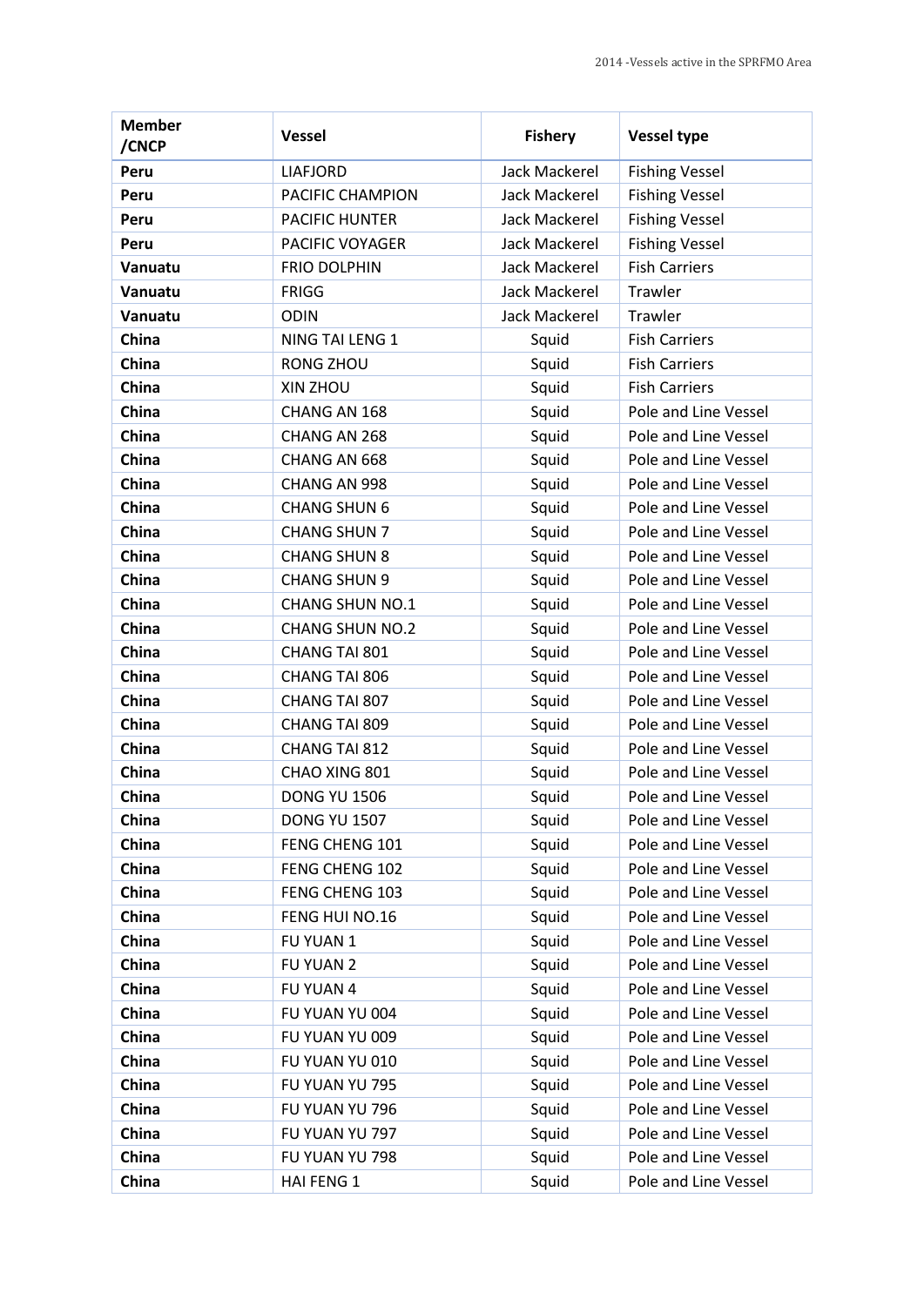| Member /CNCP | Vessel | Fishery | Vessel type |
|---|---|---|---|
| **Peru** | LIAFJORD | Jack Mackerel | Fishing Vessel |
| **Peru** | PACIFIC CHAMPION | Jack Mackerel | Fishing Vessel |
| **Peru** | PACIFIC HUNTER | Jack Mackerel | Fishing Vessel |
| **Peru** | PACIFIC VOYAGER | Jack Mackerel | Fishing Vessel |
| **Vanuatu** | FRIO DOLPHIN | Jack Mackerel | Fish Carriers |
| **Vanuatu** | FRIGG | Jack Mackerel | Trawler |
| **Vanuatu** | ODIN | Jack Mackerel | Trawler |
| **China** | NING TAI LENG 1 | Squid | Fish Carriers |
| **China** | RONG ZHOU | Squid | Fish Carriers |
| **China** | XIN ZHOU | Squid | Fish Carriers |
| **China** | CHANG AN 168 | Squid | Pole and Line Vessel |
| **China** | CHANG AN 268 | Squid | Pole and Line Vessel |
| **China** | CHANG AN 668 | Squid | Pole and Line Vessel |
| **China** | CHANG AN 998 | Squid | Pole and Line Vessel |
| **China** | CHANG SHUN 6 | Squid | Pole and Line Vessel |
| **China** | CHANG SHUN 7 | Squid | Pole and Line Vessel |
| **China** | CHANG SHUN 8 | Squid | Pole and Line Vessel |
| **China** | CHANG SHUN 9 | Squid | Pole and Line Vessel |
| **China** | CHANG SHUN NO.1 | Squid | Pole and Line Vessel |
| **China** | CHANG SHUN NO.2 | Squid | Pole and Line Vessel |
| **China** | CHANG TAI 801 | Squid | Pole and Line Vessel |
| **China** | CHANG TAI 806 | Squid | Pole and Line Vessel |
| **China** | CHANG TAI 807 | Squid | Pole and Line Vessel |
| **China** | CHANG TAI 809 | Squid | Pole and Line Vessel |
| **China** | CHANG TAI 812 | Squid | Pole and Line Vessel |
| **China** | CHAO XING 801 | Squid | Pole and Line Vessel |
| **China** | DONG YU 1506 | Squid | Pole and Line Vessel |
| **China** | DONG YU 1507 | Squid | Pole and Line Vessel |
| **China** | FENG CHENG 101 | Squid | Pole and Line Vessel |
| **China** | FENG CHENG 102 | Squid | Pole and Line Vessel |
| **China** | FENG CHENG 103 | Squid | Pole and Line Vessel |
| **China** | FENG HUI NO.16 | Squid | Pole and Line Vessel |
| **China** | FU YUAN 1 | Squid | Pole and Line Vessel |
| **China** | FU YUAN 2 | Squid | Pole and Line Vessel |
| **China** | FU YUAN 4 | Squid | Pole and Line Vessel |
| **China** | FU YUAN YU 004 | Squid | Pole and Line Vessel |
| **China** | FU YUAN YU 009 | Squid | Pole and Line Vessel |
| **China** | FU YUAN YU 010 | Squid | Pole and Line Vessel |
| **China** | FU YUAN YU 795 | Squid | Pole and Line Vessel |
| **China** | FU YUAN YU 796 | Squid | Pole and Line Vessel |
| **China** | FU YUAN YU 797 | Squid | Pole and Line Vessel |
| **China** | FU YUAN YU 798 | Squid | Pole and Line Vessel |
| **China** | HAI FENG 1 | Squid | Pole and Line Vessel |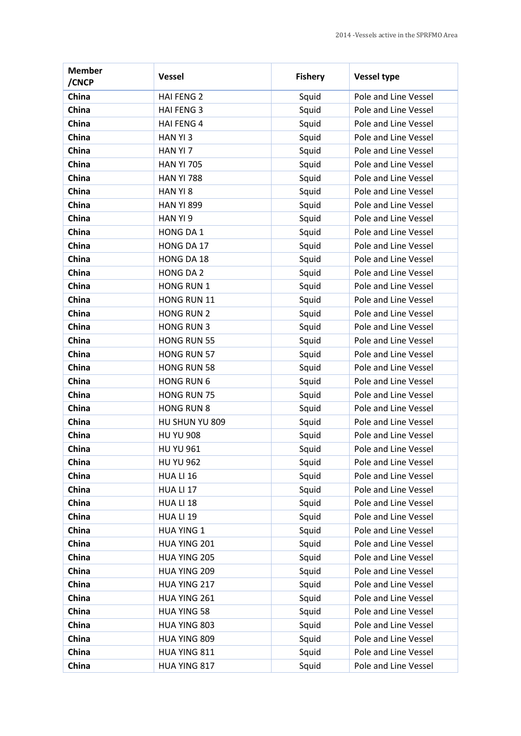| Member /CNCP | Vessel | Fishery | Vessel type |
|---|---|---|---|
| **China** | HAI FENG 2 | Squid | Pole and Line Vessel |
| **China** | HAI FENG 3 | Squid | Pole and Line Vessel |
| **China** | HAI FENG 4 | Squid | Pole and Line Vessel |
| **China** | HAN YI 3 | Squid | Pole and Line Vessel |
| **China** | HAN YI 7 | Squid | Pole and Line Vessel |
| **China** | HAN YI 705 | Squid | Pole and Line Vessel |
| **China** | HAN YI 788 | Squid | Pole and Line Vessel |
| **China** | HAN YI 8 | Squid | Pole and Line Vessel |
| **China** | HAN YI 899 | Squid | Pole and Line Vessel |
| **China** | HAN YI 9 | Squid | Pole and Line Vessel |
| **China** | HONG DA 1 | Squid | Pole and Line Vessel |
| **China** | HONG DA 17 | Squid | Pole and Line Vessel |
| **China** | HONG DA 18 | Squid | Pole and Line Vessel |
| **China** | HONG DA 2 | Squid | Pole and Line Vessel |
| **China** | HONG RUN 1 | Squid | Pole and Line Vessel |
| **China** | HONG RUN 11 | Squid | Pole and Line Vessel |
| **China** | HONG RUN 2 | Squid | Pole and Line Vessel |
| **China** | HONG RUN 3 | Squid | Pole and Line Vessel |
| **China** | HONG RUN 55 | Squid | Pole and Line Vessel |
| **China** | HONG RUN 57 | Squid | Pole and Line Vessel |
| **China** | HONG RUN 58 | Squid | Pole and Line Vessel |
| **China** | HONG RUN 6 | Squid | Pole and Line Vessel |
| **China** | HONG RUN 75 | Squid | Pole and Line Vessel |
| **China** | HONG RUN 8 | Squid | Pole and Line Vessel |
| **China** | HU SHUN YU 809 | Squid | Pole and Line Vessel |
| **China** | HU YU 908 | Squid | Pole and Line Vessel |
| **China** | HU YU 961 | Squid | Pole and Line Vessel |
| **China** | HU YU 962 | Squid | Pole and Line Vessel |
| **China** | HUA LI 16 | Squid | Pole and Line Vessel |
| **China** | HUA LI 17 | Squid | Pole and Line Vessel |
| **China** | HUA LI 18 | Squid | Pole and Line Vessel |
| **China** | HUA LI 19 | Squid | Pole and Line Vessel |
| **China** | HUA YING 1 | Squid | Pole and Line Vessel |
| **China** | HUA YING 201 | Squid | Pole and Line Vessel |
| **China** | HUA YING 205 | Squid | Pole and Line Vessel |
| **China** | HUA YING 209 | Squid | Pole and Line Vessel |
| **China** | HUA YING 217 | Squid | Pole and Line Vessel |
| **China** | HUA YING 261 | Squid | Pole and Line Vessel |
| **China** | HUA YING 58 | Squid | Pole and Line Vessel |
| **China** | HUA YING 803 | Squid | Pole and Line Vessel |
| **China** | HUA YING 809 | Squid | Pole and Line Vessel |
| **China** | HUA YING 811 | Squid | Pole and Line Vessel |
| **China** | HUA YING 817 | Squid | Pole and Line Vessel |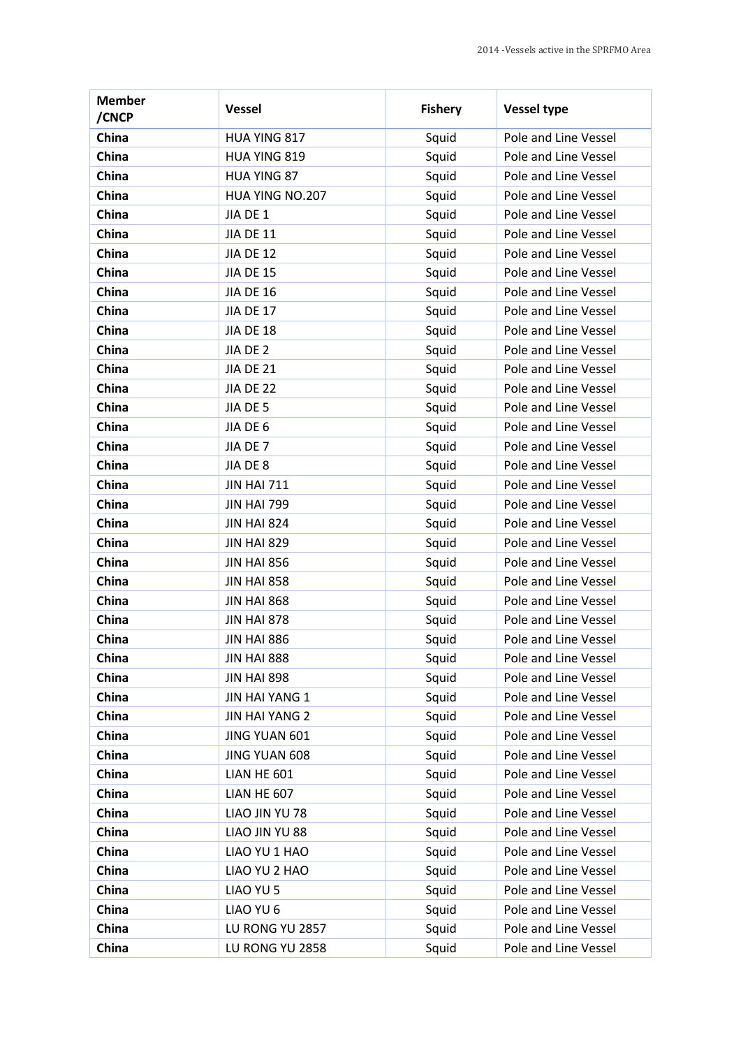| Member /CNCP | Vessel | Fishery | Vessel type |
|---|---|---|---|
| **China** | HUA YING 817 | Squid | Pole and Line Vessel |
| **China** | HUA YING 819 | Squid | Pole and Line Vessel |
| **China** | HUA YING 87 | Squid | Pole and Line Vessel |
| **China** | HUA YING NO.207 | Squid | Pole and Line Vessel |
| **China** | JIA DE 1 | Squid | Pole and Line Vessel |
| **China** | JIA DE 11 | Squid | Pole and Line Vessel |
| **China** | JIA DE 12 | Squid | Pole and Line Vessel |
| **China** | JIA DE 15 | Squid | Pole and Line Vessel |
| **China** | JIA DE 16 | Squid | Pole and Line Vessel |
| **China** | JIA DE 17 | Squid | Pole and Line Vessel |
| **China** | JIA DE 18 | Squid | Pole and Line Vessel |
| **China** | JIA DE 2 | Squid | Pole and Line Vessel |
| **China** | JIA DE 21 | Squid | Pole and Line Vessel |
| **China** | JIA DE 22 | Squid | Pole and Line Vessel |
| **China** | JIA DE 5 | Squid | Pole and Line Vessel |
| **China** | JIA DE 6 | Squid | Pole and Line Vessel |
| **China** | JIA DE 7 | Squid | Pole and Line Vessel |
| **China** | JIA DE 8 | Squid | Pole and Line Vessel |
| **China** | JIN HAI 711 | Squid | Pole and Line Vessel |
| **China** | JIN HAI 799 | Squid | Pole and Line Vessel |
| **China** | JIN HAI 824 | Squid | Pole and Line Vessel |
| **China** | JIN HAI 829 | Squid | Pole and Line Vessel |
| **China** | JIN HAI 856 | Squid | Pole and Line Vessel |
| **China** | JIN HAI 858 | Squid | Pole and Line Vessel |
| **China** | JIN HAI 868 | Squid | Pole and Line Vessel |
| **China** | JIN HAI 878 | Squid | Pole and Line Vessel |
| **China** | JIN HAI 886 | Squid | Pole and Line Vessel |
| **China** | JIN HAI 888 | Squid | Pole and Line Vessel |
| **China** | JIN HAI 898 | Squid | Pole and Line Vessel |
| **China** | JIN HAI YANG 1 | Squid | Pole and Line Vessel |
| **China** | JIN HAI YANG 2 | Squid | Pole and Line Vessel |
| **China** | JING YUAN 601 | Squid | Pole and Line Vessel |
| **China** | JING YUAN 608 | Squid | Pole and Line Vessel |
| **China** | LIAN HE 601 | Squid | Pole and Line Vessel |
| **China** | LIAN HE 607 | Squid | Pole and Line Vessel |
| **China** | LIAO JIN YU 78 | Squid | Pole and Line Vessel |
| **China** | LIAO JIN YU 88 | Squid | Pole and Line Vessel |
| **China** | LIAO YU 1 HAO | Squid | Pole and Line Vessel |
| **China** | LIAO YU 2 HAO | Squid | Pole and Line Vessel |
| **China** | LIAO YU 5 | Squid | Pole and Line Vessel |
| **China** | LIAO YU 6 | Squid | Pole and Line Vessel |
| **China** | LU RONG YU 2857 | Squid | Pole and Line Vessel |
| **China** | LU RONG YU 2858 | Squid | Pole and Line Vessel |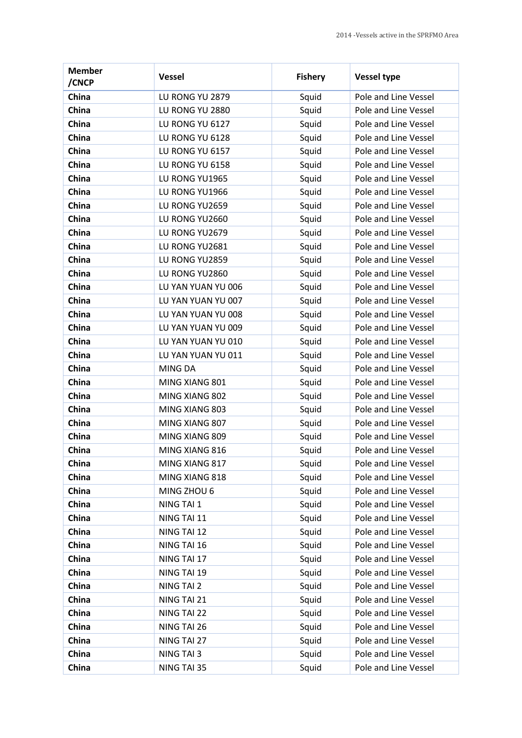| Member /CNCP | Vessel | Fishery | Vessel type |
|---|---|---|---|
| **China** | LU RONG YU 2879 | Squid | Pole and Line Vessel |
| **China** | LU RONG YU 2880 | Squid | Pole and Line Vessel |
| **China** | LU RONG YU 6127 | Squid | Pole and Line Vessel |
| **China** | LU RONG YU 6128 | Squid | Pole and Line Vessel |
| **China** | LU RONG YU 6157 | Squid | Pole and Line Vessel |
| **China** | LU RONG YU 6158 | Squid | Pole and Line Vessel |
| **China** | LU RONG YU1965 | Squid | Pole and Line Vessel |
| **China** | LU RONG YU1966 | Squid | Pole and Line Vessel |
| **China** | LU RONG YU2659 | Squid | Pole and Line Vessel |
| **China** | LU RONG YU2660 | Squid | Pole and Line Vessel |
| **China** | LU RONG YU2679 | Squid | Pole and Line Vessel |
| **China** | LU RONG YU2681 | Squid | Pole and Line Vessel |
| **China** | LU RONG YU2859 | Squid | Pole and Line Vessel |
| **China** | LU RONG YU2860 | Squid | Pole and Line Vessel |
| **China** | LU YAN YUAN YU 006 | Squid | Pole and Line Vessel |
| **China** | LU YAN YUAN YU 007 | Squid | Pole and Line Vessel |
| **China** | LU YAN YUAN YU 008 | Squid | Pole and Line Vessel |
| **China** | LU YAN YUAN YU 009 | Squid | Pole and Line Vessel |
| **China** | LU YAN YUAN YU 010 | Squid | Pole and Line Vessel |
| **China** | LU YAN YUAN YU 011 | Squid | Pole and Line Vessel |
| **China** | MING DA | Squid | Pole and Line Vessel |
| **China** | MING XIANG 801 | Squid | Pole and Line Vessel |
| **China** | MING XIANG 802 | Squid | Pole and Line Vessel |
| **China** | MING XIANG 803 | Squid | Pole and Line Vessel |
| **China** | MING XIANG 807 | Squid | Pole and Line Vessel |
| **China** | MING XIANG 809 | Squid | Pole and Line Vessel |
| **China** | MING XIANG 816 | Squid | Pole and Line Vessel |
| **China** | MING XIANG 817 | Squid | Pole and Line Vessel |
| **China** | MING XIANG 818 | Squid | Pole and Line Vessel |
| **China** | MING ZHOU 6 | Squid | Pole and Line Vessel |
| **China** | NING TAI 1 | Squid | Pole and Line Vessel |
| **China** | NING TAI 11 | Squid | Pole and Line Vessel |
| **China** | NING TAI 12 | Squid | Pole and Line Vessel |
| **China** | NING TAI 16 | Squid | Pole and Line Vessel |
| **China** | NING TAI 17 | Squid | Pole and Line Vessel |
| **China** | NING TAI 19 | Squid | Pole and Line Vessel |
| **China** | NING TAI 2 | Squid | Pole and Line Vessel |
| **China** | NING TAI 21 | Squid | Pole and Line Vessel |
| **China** | NING TAI 22 | Squid | Pole and Line Vessel |
| **China** | NING TAI 26 | Squid | Pole and Line Vessel |
| **China** | NING TAI 27 | Squid | Pole and Line Vessel |
| **China** | NING TAI 3 | Squid | Pole and Line Vessel |
| **China** | NING TAI 35 | Squid | Pole and Line Vessel |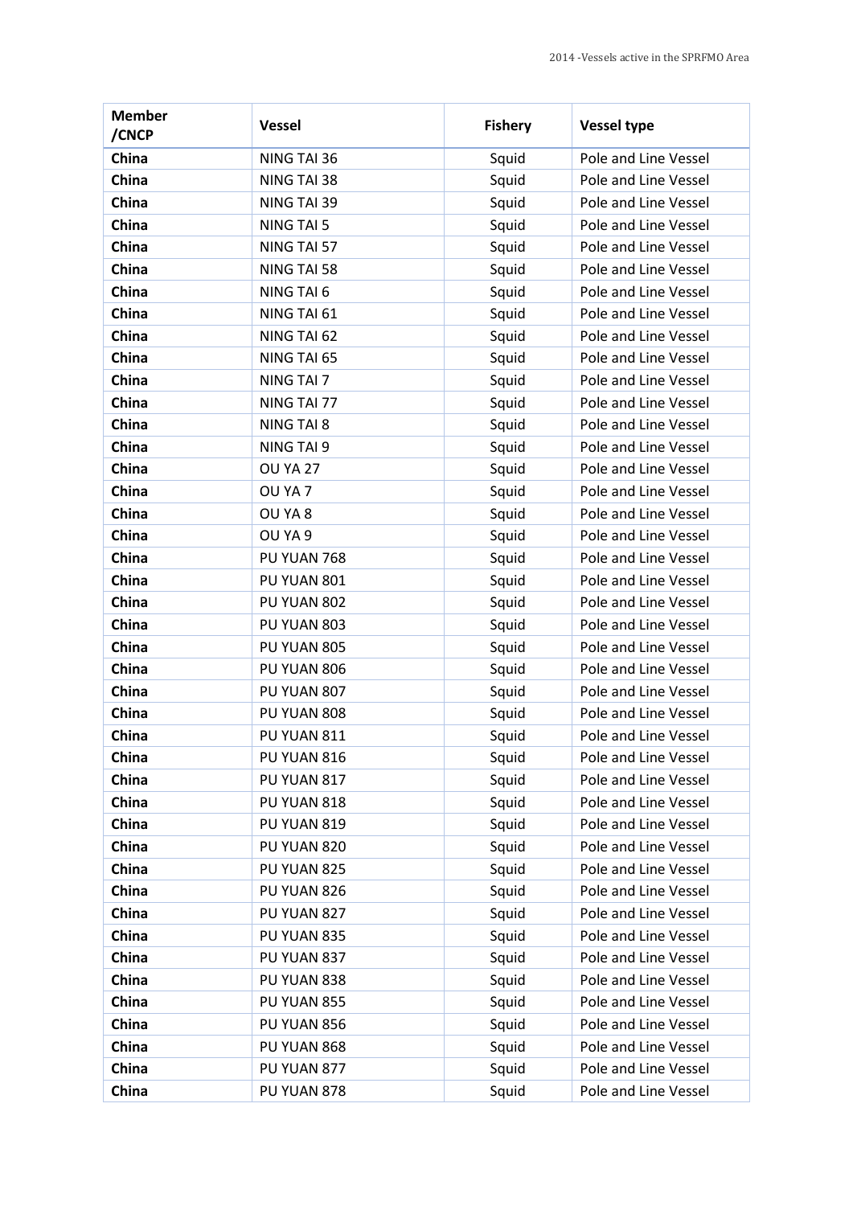| Member /CNCP | Vessel | Fishery | Vessel type |
|---|---|---|---|
| **China** | NING TAI 36 | Squid | Pole and Line Vessel |
| **China** | NING TAI 38 | Squid | Pole and Line Vessel |
| **China** | NING TAI 39 | Squid | Pole and Line Vessel |
| **China** | NING TAI 5 | Squid | Pole and Line Vessel |
| **China** | NING TAI 57 | Squid | Pole and Line Vessel |
| **China** | NING TAI 58 | Squid | Pole and Line Vessel |
| **China** | NING TAI 6 | Squid | Pole and Line Vessel |
| **China** | NING TAI 61 | Squid | Pole and Line Vessel |
| **China** | NING TAI 62 | Squid | Pole and Line Vessel |
| **China** | NING TAI 65 | Squid | Pole and Line Vessel |
| **China** | NING TAI 7 | Squid | Pole and Line Vessel |
| **China** | NING TAI 77 | Squid | Pole and Line Vessel |
| **China** | NING TAI 8 | Squid | Pole and Line Vessel |
| **China** | NING TAI 9 | Squid | Pole and Line Vessel |
| **China** | OU YA 27 | Squid | Pole and Line Vessel |
| **China** | OU YA 7 | Squid | Pole and Line Vessel |
| **China** | OU YA 8 | Squid | Pole and Line Vessel |
| **China** | OU YA 9 | Squid | Pole and Line Vessel |
| **China** | PU YUAN 768 | Squid | Pole and Line Vessel |
| **China** | PU YUAN 801 | Squid | Pole and Line Vessel |
| **China** | PU YUAN 802 | Squid | Pole and Line Vessel |
| **China** | PU YUAN 803 | Squid | Pole and Line Vessel |
| **China** | PU YUAN 805 | Squid | Pole and Line Vessel |
| **China** | PU YUAN 806 | Squid | Pole and Line Vessel |
| **China** | PU YUAN 807 | Squid | Pole and Line Vessel |
| **China** | PU YUAN 808 | Squid | Pole and Line Vessel |
| **China** | PU YUAN 811 | Squid | Pole and Line Vessel |
| **China** | PU YUAN 816 | Squid | Pole and Line Vessel |
| **China** | PU YUAN 817 | Squid | Pole and Line Vessel |
| **China** | PU YUAN 818 | Squid | Pole and Line Vessel |
| **China** | PU YUAN 819 | Squid | Pole and Line Vessel |
| **China** | PU YUAN 820 | Squid | Pole and Line Vessel |
| **China** | PU YUAN 825 | Squid | Pole and Line Vessel |
| **China** | PU YUAN 826 | Squid | Pole and Line Vessel |
| **China** | PU YUAN 827 | Squid | Pole and Line Vessel |
| **China** | PU YUAN 835 | Squid | Pole and Line Vessel |
| **China** | PU YUAN 837 | Squid | Pole and Line Vessel |
| **China** | PU YUAN 838 | Squid | Pole and Line Vessel |
| **China** | PU YUAN 855 | Squid | Pole and Line Vessel |
| **China** | PU YUAN 856 | Squid | Pole and Line Vessel |
| **China** | PU YUAN 868 | Squid | Pole and Line Vessel |
| **China** | PU YUAN 877 | Squid | Pole and Line Vessel |
| **China** | PU YUAN 878 | Squid | Pole and Line Vessel |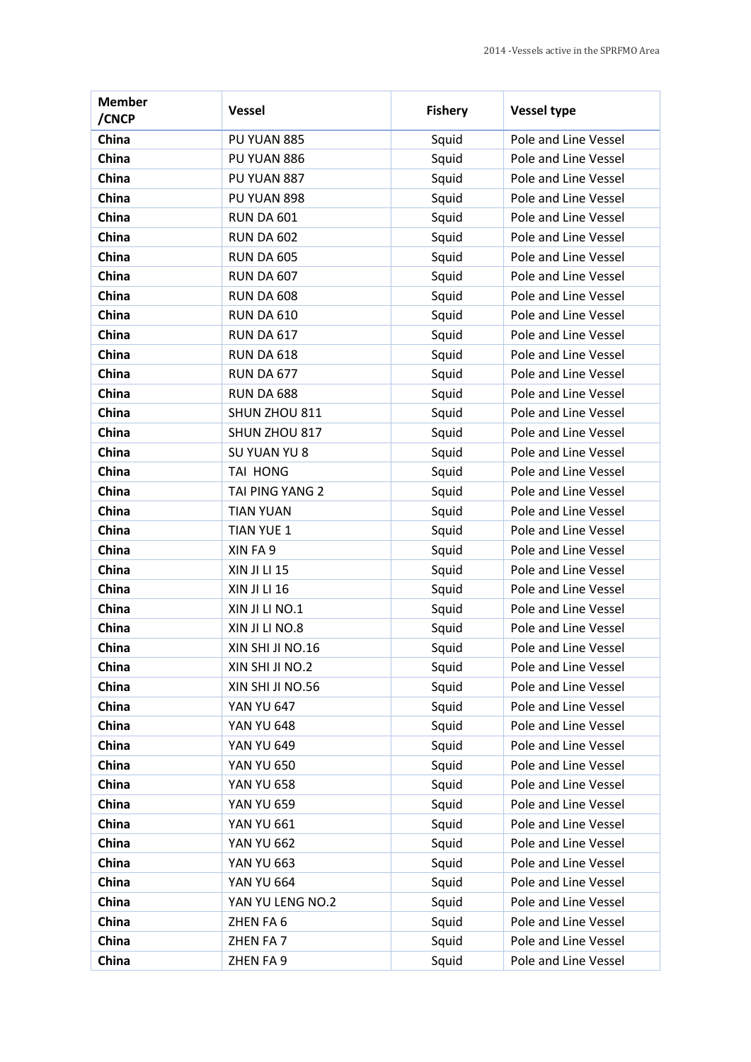| Member /CNCP | Vessel | Fishery | Vessel type |
|---|---|---|---|
| **China** | PU YUAN 885 | Squid | Pole and Line Vessel |
| **China** | PU YUAN 886 | Squid | Pole and Line Vessel |
| **China** | PU YUAN 887 | Squid | Pole and Line Vessel |
| **China** | PU YUAN 898 | Squid | Pole and Line Vessel |
| **China** | RUN DA 601 | Squid | Pole and Line Vessel |
| **China** | RUN DA 602 | Squid | Pole and Line Vessel |
| **China** | RUN DA 605 | Squid | Pole and Line Vessel |
| **China** | RUN DA 607 | Squid | Pole and Line Vessel |
| **China** | RUN DA 608 | Squid | Pole and Line Vessel |
| **China** | RUN DA 610 | Squid | Pole and Line Vessel |
| **China** | RUN DA 617 | Squid | Pole and Line Vessel |
| **China** | RUN DA 618 | Squid | Pole and Line Vessel |
| **China** | RUN DA 677 | Squid | Pole and Line Vessel |
| **China** | RUN DA 688 | Squid | Pole and Line Vessel |
| **China** | SHUN ZHOU 811 | Squid | Pole and Line Vessel |
| **China** | SHUN ZHOU 817 | Squid | Pole and Line Vessel |
| **China** | SU YUAN YU 8 | Squid | Pole and Line Vessel |
| **China** | TAI HONG | Squid | Pole and Line Vessel |
| **China** | TAI PING YANG 2 | Squid | Pole and Line Vessel |
| **China** | TIAN YUAN | Squid | Pole and Line Vessel |
| **China** | TIAN YUE 1 | Squid | Pole and Line Vessel |
| **China** | XIN FA 9 | Squid | Pole and Line Vessel |
| **China** | XIN JI LI 15 | Squid | Pole and Line Vessel |
| **China** | XIN JI LI 16 | Squid | Pole and Line Vessel |
| **China** | XIN JI LI NO.1 | Squid | Pole and Line Vessel |
| **China** | XIN JI LI NO.8 | Squid | Pole and Line Vessel |
| **China** | XIN SHI JI NO.16 | Squid | Pole and Line Vessel |
| **China** | XIN SHI JI NO.2 | Squid | Pole and Line Vessel |
| **China** | XIN SHI JI NO.56 | Squid | Pole and Line Vessel |
| **China** | YAN YU 647 | Squid | Pole and Line Vessel |
| **China** | YAN YU 648 | Squid | Pole and Line Vessel |
| **China** | YAN YU 649 | Squid | Pole and Line Vessel |
| **China** | YAN YU 650 | Squid | Pole and Line Vessel |
| **China** | YAN YU 658 | Squid | Pole and Line Vessel |
| **China** | YAN YU 659 | Squid | Pole and Line Vessel |
| **China** | YAN YU 661 | Squid | Pole and Line Vessel |
| **China** | YAN YU 662 | Squid | Pole and Line Vessel |
| **China** | YAN YU 663 | Squid | Pole and Line Vessel |
| **China** | YAN YU 664 | Squid | Pole and Line Vessel |
| **China** | YAN YU LENG NO.2 | Squid | Pole and Line Vessel |
| **China** | ZHEN FA 6 | Squid | Pole and Line Vessel |
| **China** | ZHEN FA 7 | Squid | Pole and Line Vessel |
| **China** | ZHEN FA 9 | Squid | Pole and Line Vessel |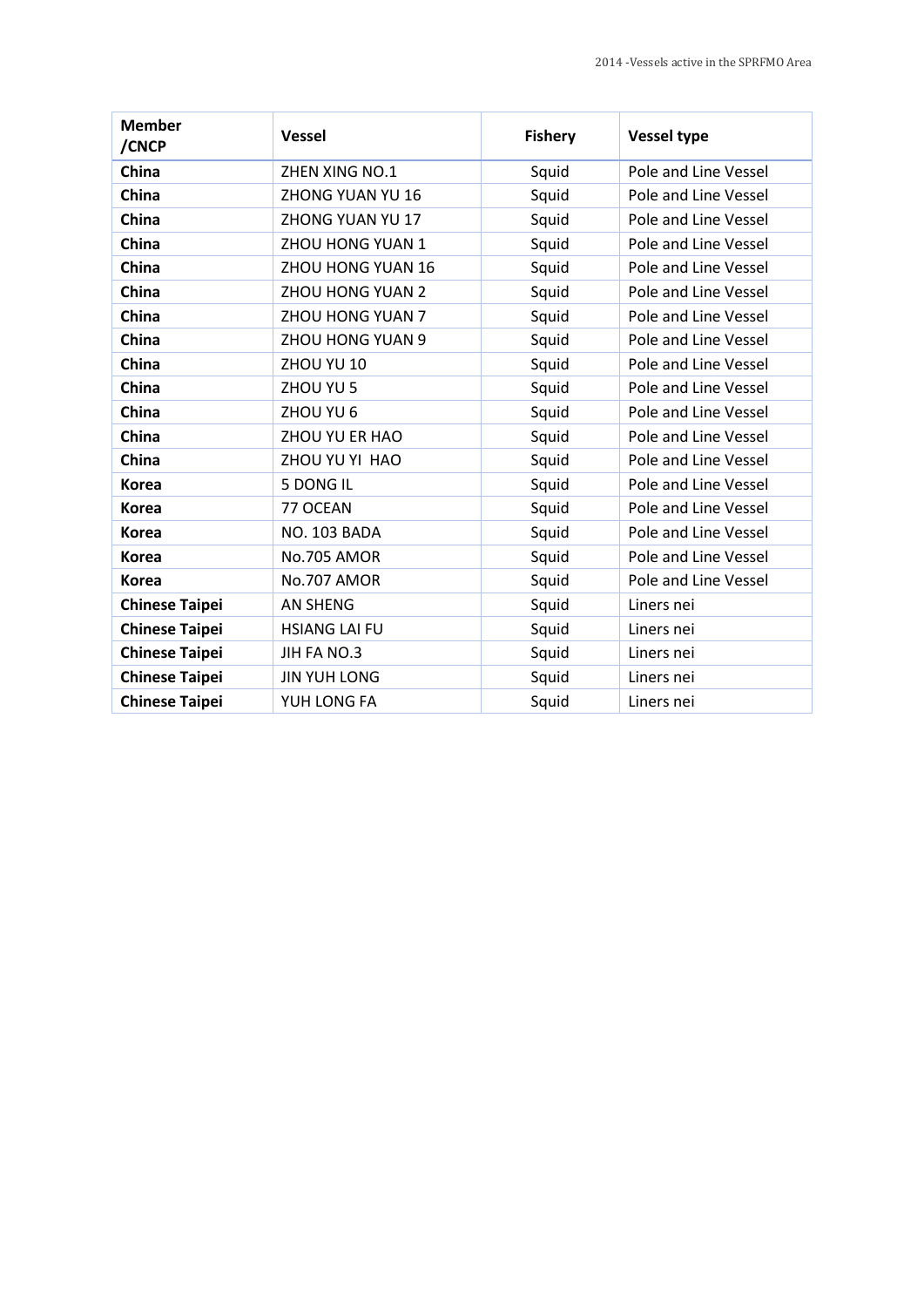| Member /CNCP | Vessel | Fishery | Vessel type |
|---|---|---|---|
| **China** | ZHEN XING NO.1 | Squid | Pole and Line Vessel |
| **China** | ZHONG YUAN YU 16 | Squid | Pole and Line Vessel |
| **China** | ZHONG YUAN YU 17 | Squid | Pole and Line Vessel |
| **China** | ZHOU HONG YUAN 1 | Squid | Pole and Line Vessel |
| **China** | ZHOU HONG YUAN 16 | Squid | Pole and Line Vessel |
| **China** | ZHOU HONG YUAN 2 | Squid | Pole and Line Vessel |
| **China** | ZHOU HONG YUAN 7 | Squid | Pole and Line Vessel |
| **China** | ZHOU HONG YUAN 9 | Squid | Pole and Line Vessel |
| **China** | ZHOU YU 10 | Squid | Pole and Line Vessel |
| **China** | ZHOU YU 5 | Squid | Pole and Line Vessel |
| **China** | ZHOU YU 6 | Squid | Pole and Line Vessel |
| **China** | ZHOU YU ER HAO | Squid | Pole and Line Vessel |
| **China** | ZHOU YU YI HAO | Squid | Pole and Line Vessel |
| **Korea** | 5 DONG IL | Squid | Pole and Line Vessel |
| **Korea** | 77 OCEAN | Squid | Pole and Line Vessel |
| **Korea** | NO. 103 BADA | Squid | Pole and Line Vessel |
| **Korea** | No.705 AMOR | Squid | Pole and Line Vessel |
| **Korea** | No.707 AMOR | Squid | Pole and Line Vessel |
| **Chinese Taipei** | AN SHENG | Squid | Liners nei |
| **Chinese Taipei** | HSIANG LAI FU | Squid | Liners nei |
| **Chinese Taipei** | JIH FA NO.3 | Squid | Liners nei |
| **Chinese Taipei** | JIN YUH LONG | Squid | Liners nei |
| **Chinese Taipei** | YUH LONG FA | Squid | Liners nei |